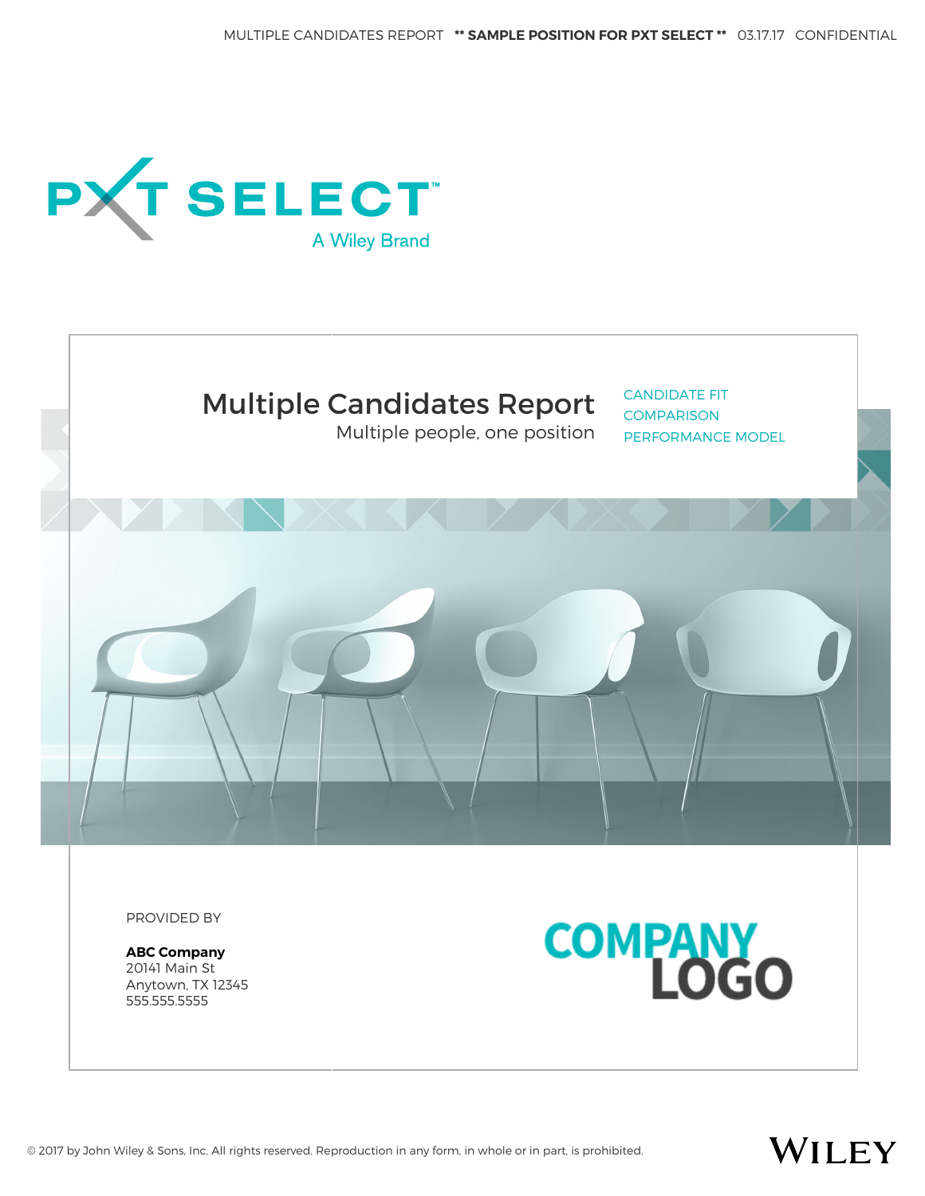PXT SELECT™

A Wiley Brand

# Multiple Candidates Report

Multiple people, one position

CANDIDATE FIT
COMPARISON
PERFORMANCE MODEL

PROVIDED BY

**ABC Company**
20141 Main St
Anytown, TX 12345
555.555.5555

COMPANY LOGO

© 2017 by John Wiley & Sons, Inc. All rights reserved. Reproduction in any form, in whole or in part, is prohibited.

WILEY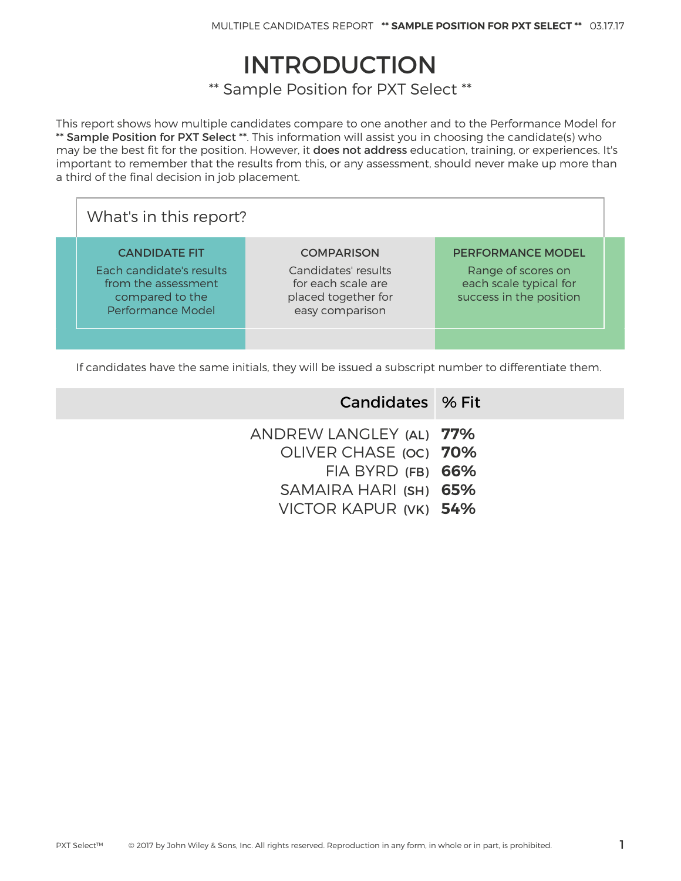# INTRODUCTION

** Sample Position for PXT Select **

This report shows how multiple candidates compare to one another and to the Performance Model for **** Sample Position for PXT Select ****. This information will assist you in choosing the candidate(s) who may be the best fit for the position. However, it **does not address** education, training, or experiences. It's important to remember that the results from this, or any assessment, should never make up more than a third of the final decision in job placement.

## What's in this report?

| CANDIDATE FIT | COMPARISON | PERFORMANCE MODEL |
|---|---|---|
| Each candidate's results from the assessment compared to the Performance Model | Candidates' results for each scale are placed together for easy comparison | Range of scores on each scale typical for success in the position |

If candidates have the same initials, they will be issued a subscript number to differentiate them.

| Candidates | % Fit |
|---|---|
| ANDREW LANGLEY (AL) | **77%** |
| OLIVER CHASE (OC) | **70%** |
| FIA BYRD (FB) | **66%** |
| SAMAIRA HARI (SH) | **65%** |
| VICTOR KAPUR (VK) | **54%** |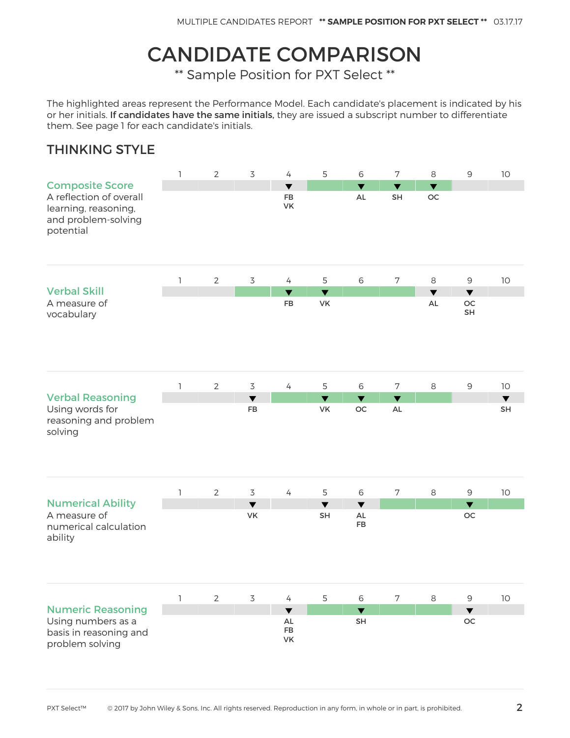# CANDIDATE COMPARISON

** Sample Position for PXT Select **

The highlighted areas represent the Performance Model. Each candidate's placement is indicated by his or her initials. **If candidates have the same initials,** they are issued a subscript number to differentiate them. See page 1 for each candidate's initials.

## THINKING STYLE

| | 1 | 2 | 3 | 4 | 5 | 6 | 7 | 8 | 9 | 10 |
|---|---|---|---|---|---|---|---|---|---|---|
| **Composite Score** A reflection of overall learning, reasoning, and problem-solving potential | | | | FB VK | | AL | SH | OC | | |
| **Verbal Skill** A measure of vocabulary | | | | FB | VK | | | AL | OC SH | |
| **Verbal Reasoning** Using words for reasoning and problem solving | | | FB | | VK | OC | AL | | | SH |
| **Numerical Ability** A measure of numerical calculation ability | | | VK | | SH | AL FB | | | OC | |
| **Numeric Reasoning** Using numbers as a basis in reasoning and problem solving | | | | AL FB VK | | SH | | | OC | |

Performance Model (highlighted areas): Composite Score 5–8; Verbal Skill 3–7; Verbal Reasoning 4–8; Numerical Ability 7–10; Numeric Reasoning 5–8.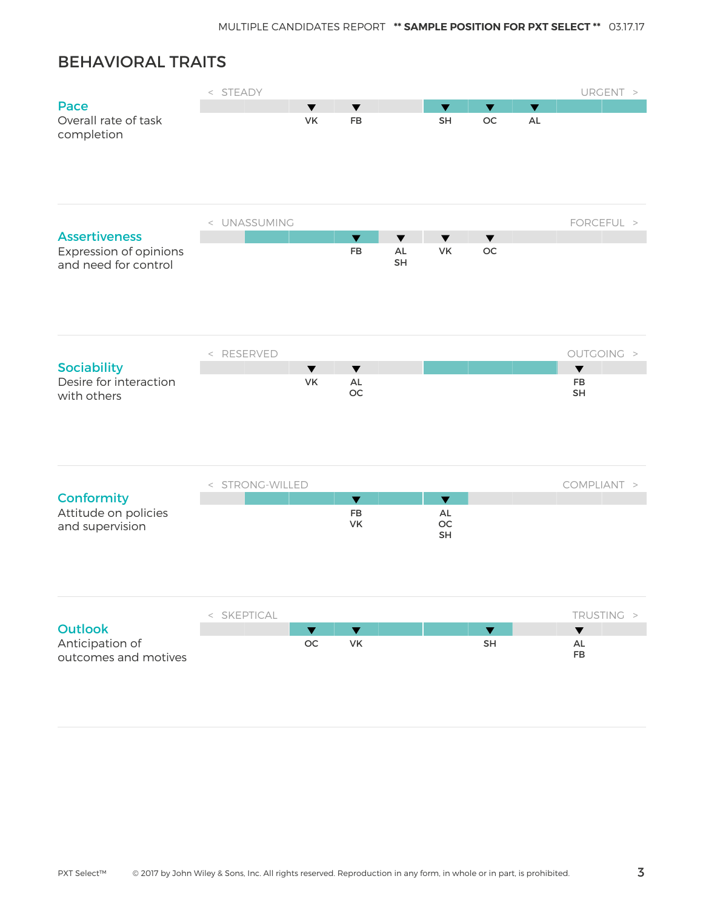## BEHAVIORAL TRAITS

### Pace
Overall rate of task completion

< STEADY — URGENT >

| Position | 1 | 2 | 3 | 4 | 5 | 6 | 7 | 8 | 9 | 10 |
|---|---|---|---|---|---|---|---|---|---|---|
| Candidates | | | VK | FB | | SH | OC | AL | | |

### Assertiveness
Expression of opinions and need for control

< UNASSUMING — FORCEFUL >

| Position | 1 | 2 | 3 | 4 | 5 | 6 | 7 | 8 | 9 | 10 |
|---|---|---|---|---|---|---|---|---|---|---|
| Candidates | | | | FB | AL, SH | VK | OC | | | |

### Sociability
Desire for interaction with others

< RESERVED — OUTGOING >

| Position | 1 | 2 | 3 | 4 | 5 | 6 | 7 | 8 | 9 | 10 |
|---|---|---|---|---|---|---|---|---|---|---|
| Candidates | | | VK | AL, OC | | | | | FB, SH | |

### Conformity
Attitude on policies and supervision

< STRONG-WILLED — COMPLIANT >

| Position | 1 | 2 | 3 | 4 | 5 | 6 | 7 | 8 | 9 | 10 |
|---|---|---|---|---|---|---|---|---|---|---|
| Candidates | | | | FB, VK | | AL, OC, SH | | | | |

### Outlook
Anticipation of outcomes and motives

< SKEPTICAL — TRUSTING >

| Position | 1 | 2 | 3 | 4 | 5 | 6 | 7 | 8 | 9 | 10 |
|---|---|---|---|---|---|---|---|---|---|---|
| Candidates | | | OC | VK | | | SH | | AL, FB | |

PXT Select™ © 2017 by John Wiley & Sons, Inc. All rights reserved. Reproduction in any form, in whole or in part, is prohibited.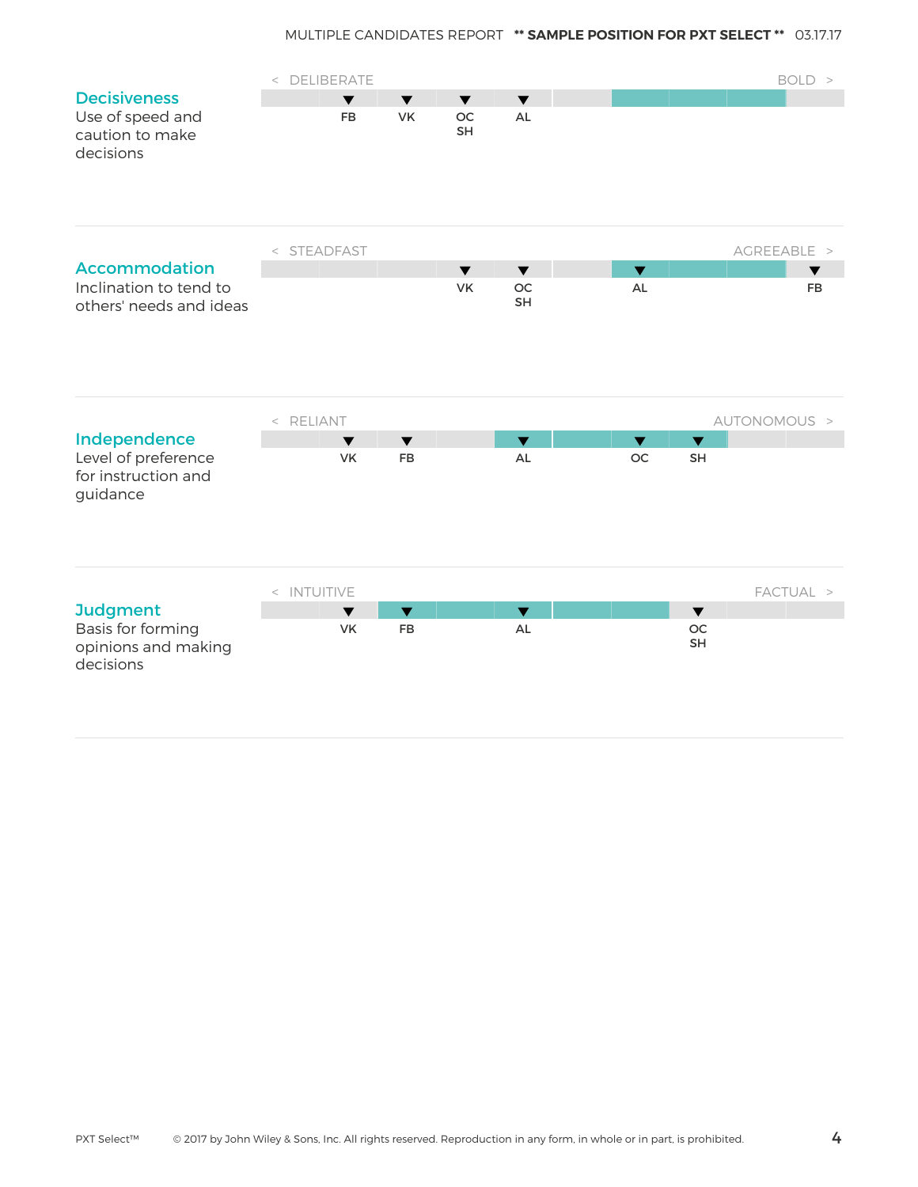## Decisiveness

Use of speed and caution to make decisions

< DELIBERATE — BOLD >

FB, VK, OC SH, AL

## Accommodation

Inclination to tend to others' needs and ideas

< STEADFAST — AGREEABLE >

VK, OC SH, AL, FB

## Independence

Level of preference for instruction and guidance

< RELIANT — AUTONOMOUS >

VK, FB, AL, OC, SH

## Judgment

Basis for forming opinions and making decisions

< INTUITIVE — FACTUAL >

VK, FB, AL, OC SH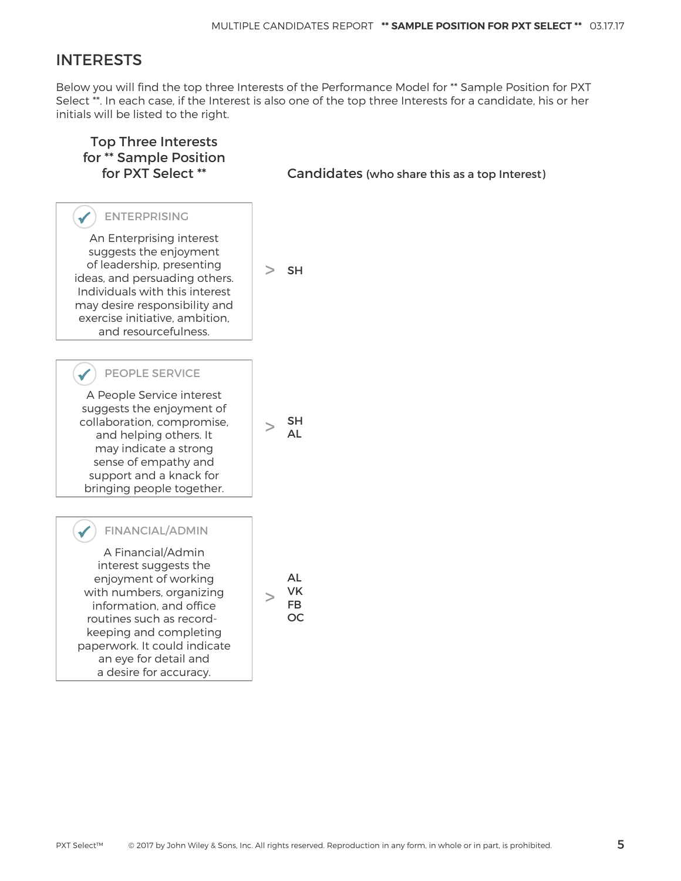## INTERESTS

Below you will find the top three Interests of the Performance Model for ** Sample Position for PXT Select **. In each case, if the Interest is also one of the top three Interests for a candidate, his or her initials will be listed to the right.

| Top Three Interests for ** Sample Position for PXT Select ** | Candidates (who share this as a top Interest) |
|---|---|
| **ENTERPRISING** An Enterprising interest suggests the enjoyment of leadership, presenting ideas, and persuading others. Individuals with this interest may desire responsibility and exercise initiative, ambition, and resourcefulness. | SH |
| **PEOPLE SERVICE** A People Service interest suggests the enjoyment of collaboration, compromise, and helping others. It may indicate a strong sense of empathy and support and a knack for bringing people together. | SH<br>AL |
| **FINANCIAL/ADMIN** A Financial/Admin interest suggests the enjoyment of working with numbers, organizing information, and office routines such as record-keeping and completing paperwork. It could indicate an eye for detail and a desire for accuracy. | AL<br>VK<br>FB<br>OC |